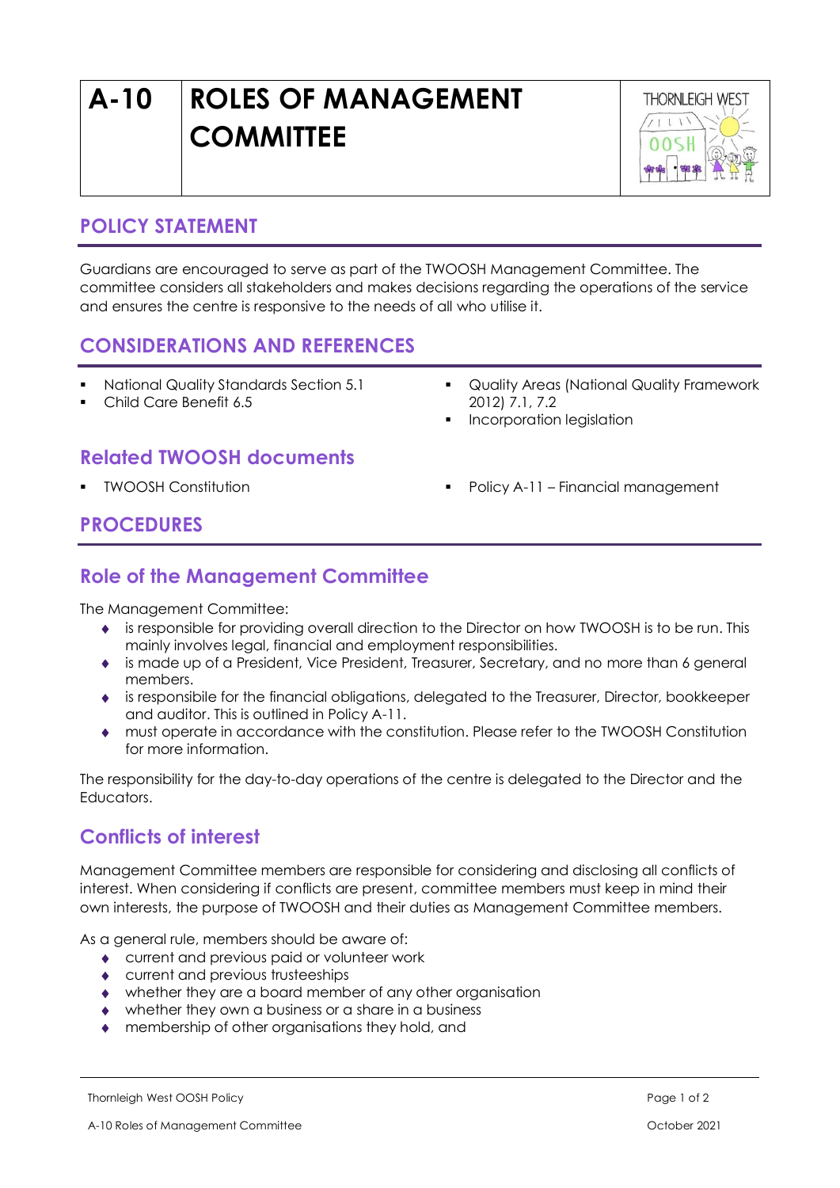# A-10 ROLES OF MANAGEMENT COMMITTEE

## POLICY STATEMENT

Guardians are encouraged to serve as part of the TWOOSH Management Committee. The committee considers all stakeholders and makes decisions regarding the operations of the service and ensures the centre is responsive to the needs of all who utilise it.

## CONSIDERATIONS AND REFERENCES

- National Quality Standards Section 5.1
- Child Care Benefit 6.5
- Quality Areas (National Quality Framework 2012) 7.1, 7.2
- Incorporation legislation

## Related TWOOSH documents

- TWOOSH Constitution
- Policy A-11 – Financial management

## PROCEDURES

## Role of the Management Committee

The Management Committee:

- is responsible for providing overall direction to the Director on how TWOOSH is to be run. This mainly involves legal, financial and employment responsibilities.
- is made up of a President, Vice President, Treasurer, Secretary, and no more than 6 general members.
- is responsibile for the financial obligations, delegated to the Treasurer, Director, bookkeeper and auditor. This is outlined in Policy A-11.
- must operate in accordance with the constitution. Please refer to the TWOOSH Constitution for more information.

The responsibility for the day-to-day operations of the centre is delegated to the Director and the Educators.

## Conflicts of interest

Management Committee members are responsible for considering and disclosing all conflicts of interest. When considering if conflicts are present, committee members must keep in mind their own interests, the purpose of TWOOSH and their duties as Management Committee members.

As a general rule, members should be aware of:

- current and previous paid or volunteer work
- current and previous trusteeships
- whether they are a board member of any other organisation
- whether they own a business or a share in a business
- membership of other organisations they hold, and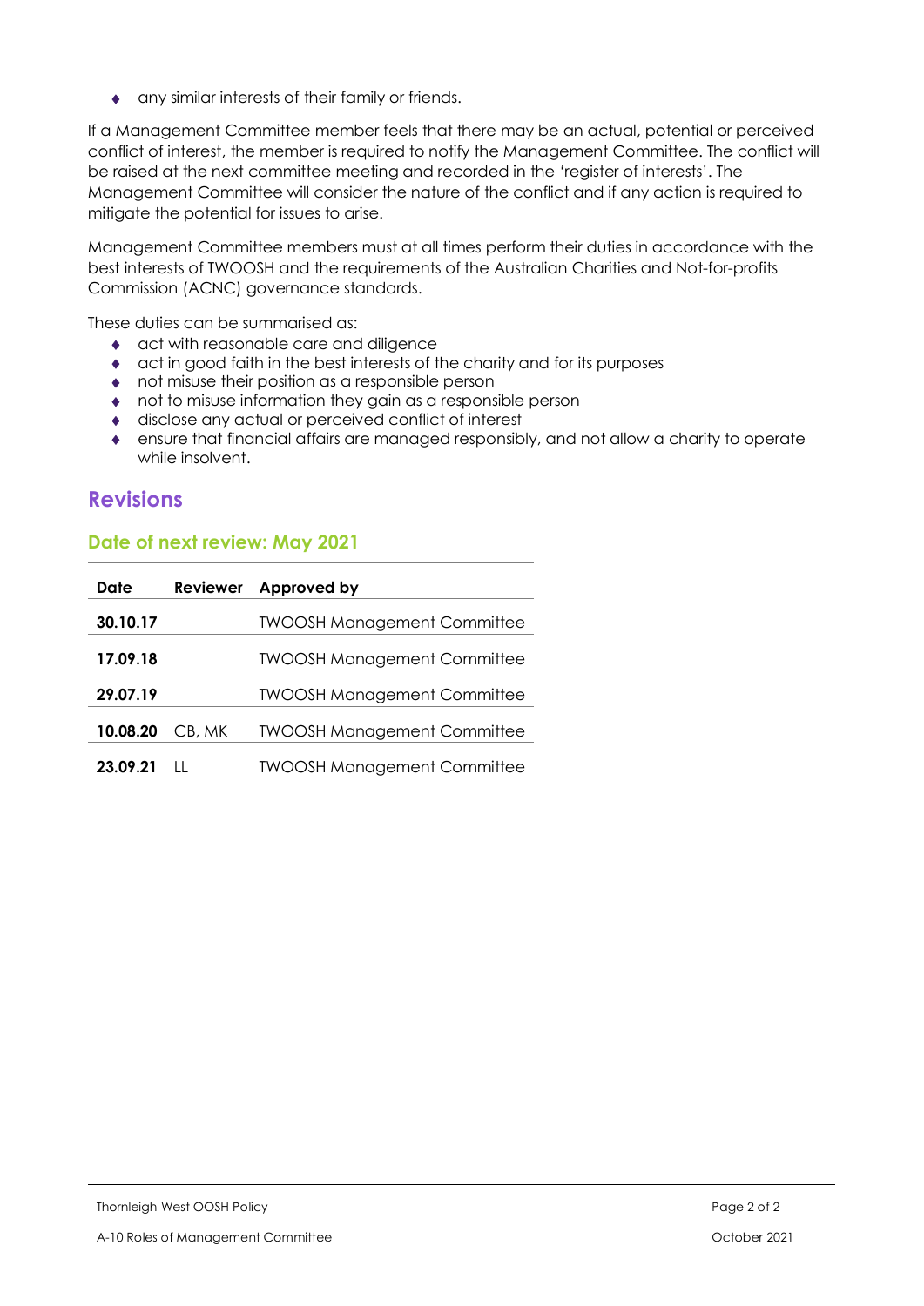- any similar interests of their family or friends.

If a Management Committee member feels that there may be an actual, potential or perceived conflict of interest, the member is required to notify the Management Committee. The conflict will be raised at the next committee meeting and recorded in the 'register of interests'. The Management Committee will consider the nature of the conflict and if any action is required to mitigate the potential for issues to arise.

Management Committee members must at all times perform their duties in accordance with the best interests of TWOOSH and the requirements of the Australian Charities and Not-for-profits Commission (ACNC) governance standards.

These duties can be summarised as:

- act with reasonable care and diligence
- act in good faith in the best interests of the charity and for its purposes
- not misuse their position as a responsible person
- not to misuse information they gain as a responsible person
- disclose any actual or perceived conflict of interest
- ensure that financial affairs are managed responsibly, and not allow a charity to operate while insolvent.

## Revisions

### Date of next review: May 2021

| Date | Reviewer | Approved by |
|---|---|---|
| **30.10.17** | | TWOOSH Management Committee |
| **17.09.18** | | TWOOSH Management Committee |
| **29.07.19** | | TWOOSH Management Committee |
| **10.08.20** | CB, MK | TWOOSH Management Committee |
| **23.09.21** | LL | TWOOSH Management Committee |